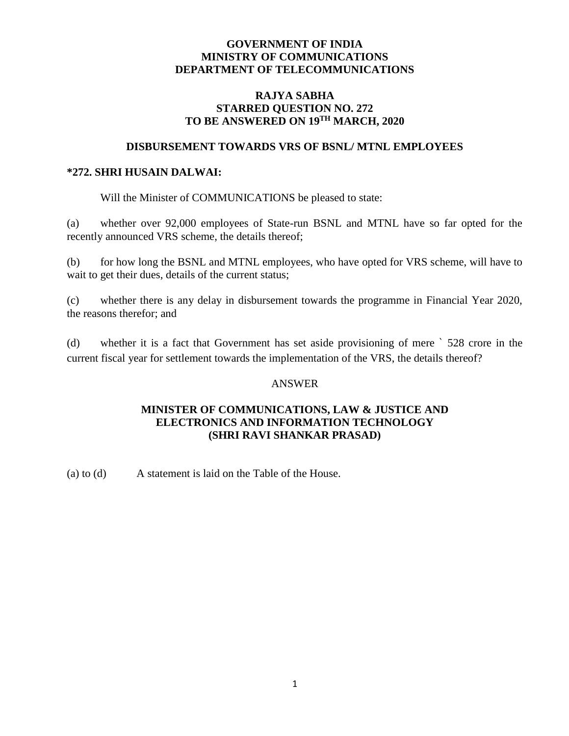**GOVERNMENT OF INDIA**
**MINISTRY OF COMMUNICATIONS**
**DEPARTMENT OF TELECOMMUNICATIONS**

**RAJYA SABHA**
**STARRED QUESTION NO. 272**
**TO BE ANSWERED ON 19TH MARCH, 2020**

**DISBURSEMENT TOWARDS VRS OF BSNL/ MTNL EMPLOYEES**

**\*272. SHRI HUSAIN DALWAI:**

Will the Minister of COMMUNICATIONS be pleased to state:

(a) whether over 92,000 employees of State-run BSNL and MTNL have so far opted for the recently announced VRS scheme, the details thereof;

(b) for how long the BSNL and MTNL employees, who have opted for VRS scheme, will have to wait to get their dues, details of the current status;

(c) whether there is any delay in disbursement towards the programme in Financial Year 2020, the reasons therefor; and

(d) whether it is a fact that Government has set aside provisioning of mere ` 528 crore in the current fiscal year for settlement towards the implementation of the VRS, the details thereof?

ANSWER

**MINISTER OF COMMUNICATIONS, LAW & JUSTICE AND ELECTRONICS AND INFORMATION TECHNOLOGY**
**(SHRI RAVI SHANKAR PRASAD)**

(a) to (d) A statement is laid on the Table of the House.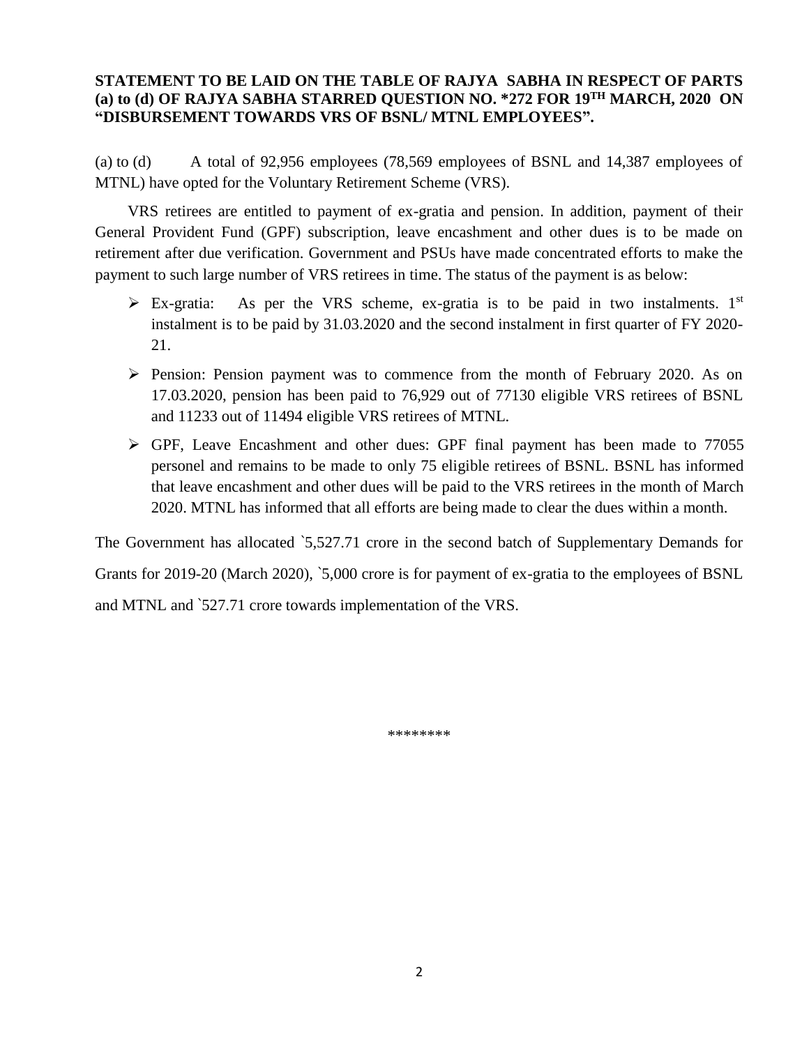**STATEMENT TO BE LAID ON THE TABLE OF RAJYA SABHA IN RESPECT OF PARTS (a) to (d) OF RAJYA SABHA STARRED QUESTION NO. *272 FOR 19TH MARCH, 2020 ON "DISBURSEMENT TOWARDS VRS OF BSNL/ MTNL EMPLOYEES".**

(a) to (d) A total of 92,956 employees (78,569 employees of BSNL and 14,387 employees of MTNL) have opted for the Voluntary Retirement Scheme (VRS).

VRS retirees are entitled to payment of ex-gratia and pension. In addition, payment of their General Provident Fund (GPF) subscription, leave encashment and other dues is to be made on retirement after due verification. Government and PSUs have made concentrated efforts to make the payment to such large number of VRS retirees in time. The status of the payment is as below:

- Ex-gratia: As per the VRS scheme, ex-gratia is to be paid in two instalments. 1st instalment is to be paid by 31.03.2020 and the second instalment in first quarter of FY 2020-21.
- Pension: Pension payment was to commence from the month of February 2020. As on 17.03.2020, pension has been paid to 76,929 out of 77130 eligible VRS retirees of BSNL and 11233 out of 11494 eligible VRS retirees of MTNL.
- GPF, Leave Encashment and other dues: GPF final payment has been made to 77055 personel and remains to be made to only 75 eligible retirees of BSNL. BSNL has informed that leave encashment and other dues will be paid to the VRS retirees in the month of March 2020. MTNL has informed that all efforts are being made to clear the dues within a month.

The Government has allocated `5,527.71 crore in the second batch of Supplementary Demands for Grants for 2019-20 (March 2020), `5,000 crore is for payment of ex-gratia to the employees of BSNL and MTNL and `527.71 crore towards implementation of the VRS.

********